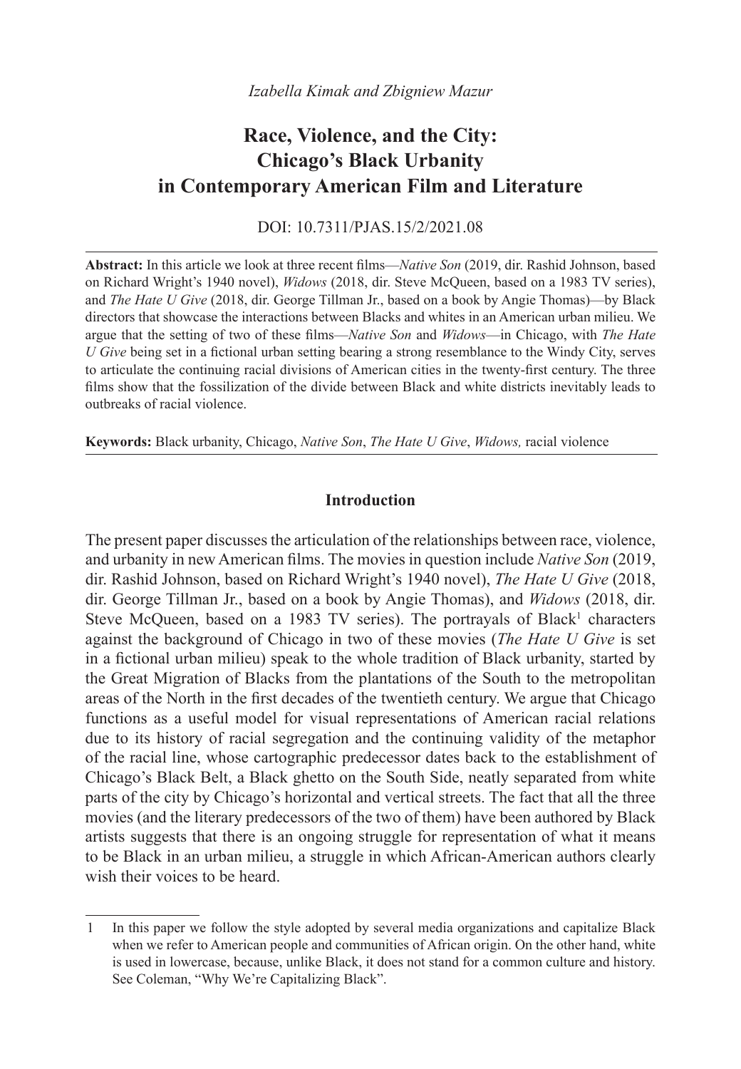*Izabella Kimak and Zbigniew Mazur*

# Race, Violence, and the City: Chicago's Black Urbanity in Contemporary American Film and Literature

DOI: 10.7311/PJAS.15/2/2021.08

**Abstract:** In this article we look at three recent films—*Native Son* (2019, dir. Rashid Johnson, based on Richard Wright's 1940 novel), *Widows* (2018, dir. Steve McQueen, based on a 1983 TV series), and *The Hate U Give* (2018, dir. George Tillman Jr., based on a book by Angie Thomas)—by Black directors that showcase the interactions between Blacks and whites in an American urban milieu. We argue that the setting of two of these films—*Native Son* and *Widows*—in Chicago, with *The Hate U Give* being set in a fictional urban setting bearing a strong resemblance to the Windy City, serves to articulate the continuing racial divisions of American cities in the twenty-first century. The three films show that the fossilization of the divide between Black and white districts inevitably leads to outbreaks of racial violence.

**Keywords:** Black urbanity, Chicago, *Native Son*, *The Hate U Give*, *Widows,* racial violence

## Introduction

The present paper discusses the articulation of the relationships between race, violence, and urbanity in new American films. The movies in question include *Native Son* (2019, dir. Rashid Johnson, based on Richard Wright's 1940 novel), *The Hate U Give* (2018, dir. George Tillman Jr., based on a book by Angie Thomas), and *Widows* (2018, dir. Steve McQueen, based on a 1983 TV series). The portrayals of Black[1] characters against the background of Chicago in two of these movies (*The Hate U Give* is set in a fictional urban milieu) speak to the whole tradition of Black urbanity, started by the Great Migration of Blacks from the plantations of the South to the metropolitan areas of the North in the first decades of the twentieth century. We argue that Chicago functions as a useful model for visual representations of American racial relations due to its history of racial segregation and the continuing validity of the metaphor of the racial line, whose cartographic predecessor dates back to the establishment of Chicago's Black Belt, a Black ghetto on the South Side, neatly separated from white parts of the city by Chicago's horizontal and vertical streets. The fact that all the three movies (and the literary predecessors of the two of them) have been authored by Black artists suggests that there is an ongoing struggle for representation of what it means to be Black in an urban milieu, a struggle in which African-American authors clearly wish their voices to be heard.

---

1 In this paper we follow the style adopted by several media organizations and capitalize Black when we refer to American people and communities of African origin. On the other hand, white is used in lowercase, because, unlike Black, it does not stand for a common culture and history. See Coleman, "Why We're Capitalizing Black".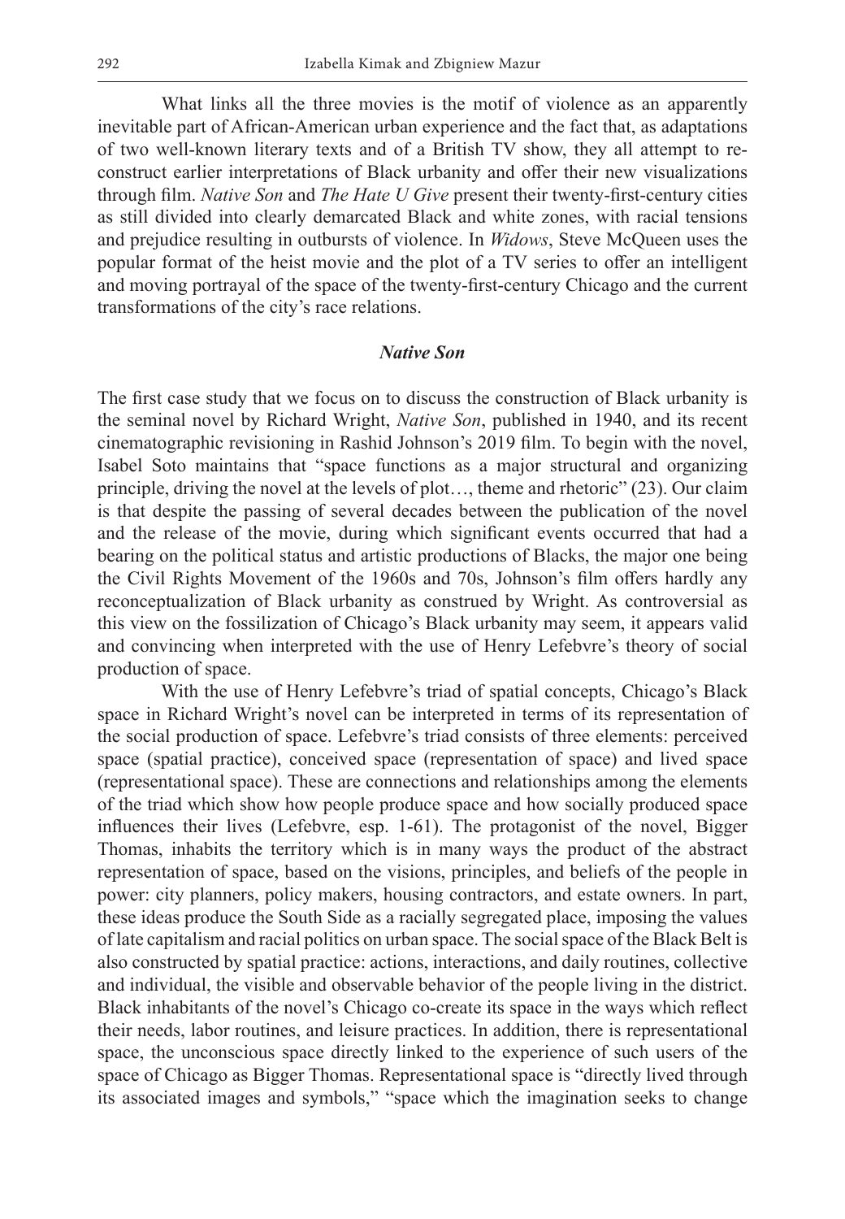What links all the three movies is the motif of violence as an apparently inevitable part of African-American urban experience and the fact that, as adaptations of two well-known literary texts and of a British TV show, they all attempt to re-construct earlier interpretations of Black urbanity and offer their new visualizations through film. *Native Son* and *The Hate U Give* present their twenty-first-century cities as still divided into clearly demarcated Black and white zones, with racial tensions and prejudice resulting in outbursts of violence. In *Widows*, Steve McQueen uses the popular format of the heist movie and the plot of a TV series to offer an intelligent and moving portrayal of the space of the twenty-first-century Chicago and the current transformations of the city's race relations.

## *Native Son*

The first case study that we focus on to discuss the construction of Black urbanity is the seminal novel by Richard Wright, *Native Son*, published in 1940, and its recent cinematographic revisioning in Rashid Johnson's 2019 film. To begin with the novel, Isabel Soto maintains that "space functions as a major structural and organizing principle, driving the novel at the levels of plot…, theme and rhetoric" (23). Our claim is that despite the passing of several decades between the publication of the novel and the release of the movie, during which significant events occurred that had a bearing on the political status and artistic productions of Blacks, the major one being the Civil Rights Movement of the 1960s and 70s, Johnson's film offers hardly any reconceptualization of Black urbanity as construed by Wright. As controversial as this view on the fossilization of Chicago's Black urbanity may seem, it appears valid and convincing when interpreted with the use of Henry Lefebvre's theory of social production of space.

With the use of Henry Lefebvre's triad of spatial concepts, Chicago's Black space in Richard Wright's novel can be interpreted in terms of its representation of the social production of space. Lefebvre's triad consists of three elements: perceived space (spatial practice), conceived space (representation of space) and lived space (representational space). These are connections and relationships among the elements of the triad which show how people produce space and how socially produced space influences their lives (Lefebvre, esp. 1-61). The protagonist of the novel, Bigger Thomas, inhabits the territory which is in many ways the product of the abstract representation of space, based on the visions, principles, and beliefs of the people in power: city planners, policy makers, housing contractors, and estate owners. In part, these ideas produce the South Side as a racially segregated place, imposing the values of late capitalism and racial politics on urban space. The social space of the Black Belt is also constructed by spatial practice: actions, interactions, and daily routines, collective and individual, the visible and observable behavior of the people living in the district. Black inhabitants of the novel's Chicago co-create its space in the ways which reflect their needs, labor routines, and leisure practices. In addition, there is representational space, the unconscious space directly linked to the experience of such users of the space of Chicago as Bigger Thomas. Representational space is "directly lived through its associated images and symbols," "space which the imagination seeks to change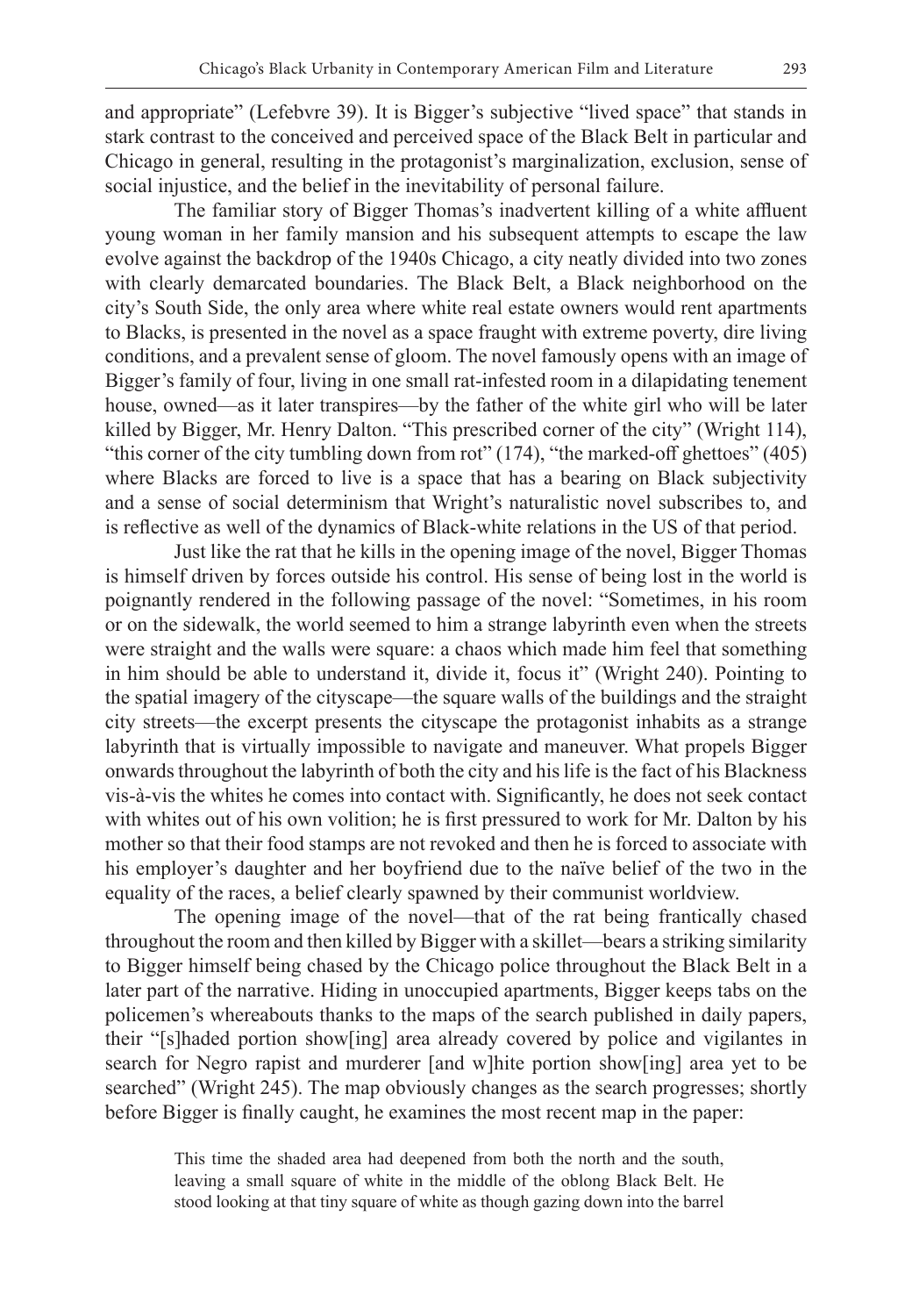and appropriate" (Lefebvre 39). It is Bigger's subjective "lived space" that stands in stark contrast to the conceived and perceived space of the Black Belt in particular and Chicago in general, resulting in the protagonist's marginalization, exclusion, sense of social injustice, and the belief in the inevitability of personal failure.

The familiar story of Bigger Thomas's inadvertent killing of a white affluent young woman in her family mansion and his subsequent attempts to escape the law evolve against the backdrop of the 1940s Chicago, a city neatly divided into two zones with clearly demarcated boundaries. The Black Belt, a Black neighborhood on the city's South Side, the only area where white real estate owners would rent apartments to Blacks, is presented in the novel as a space fraught with extreme poverty, dire living conditions, and a prevalent sense of gloom. The novel famously opens with an image of Bigger's family of four, living in one small rat-infested room in a dilapidating tenement house, owned—as it later transpires—by the father of the white girl who will be later killed by Bigger, Mr. Henry Dalton. "This prescribed corner of the city" (Wright 114), "this corner of the city tumbling down from rot" (174), "the marked-off ghettoes" (405) where Blacks are forced to live is a space that has a bearing on Black subjectivity and a sense of social determinism that Wright's naturalistic novel subscribes to, and is reflective as well of the dynamics of Black-white relations in the US of that period.

Just like the rat that he kills in the opening image of the novel, Bigger Thomas is himself driven by forces outside his control. His sense of being lost in the world is poignantly rendered in the following passage of the novel: "Sometimes, in his room or on the sidewalk, the world seemed to him a strange labyrinth even when the streets were straight and the walls were square: a chaos which made him feel that something in him should be able to understand it, divide it, focus it" (Wright 240). Pointing to the spatial imagery of the cityscape—the square walls of the buildings and the straight city streets—the excerpt presents the cityscape the protagonist inhabits as a strange labyrinth that is virtually impossible to navigate and maneuver. What propels Bigger onwards throughout the labyrinth of both the city and his life is the fact of his Blackness vis-à-vis the whites he comes into contact with. Significantly, he does not seek contact with whites out of his own volition; he is first pressured to work for Mr. Dalton by his mother so that their food stamps are not revoked and then he is forced to associate with his employer's daughter and her boyfriend due to the naïve belief of the two in the equality of the races, a belief clearly spawned by their communist worldview.

The opening image of the novel—that of the rat being frantically chased throughout the room and then killed by Bigger with a skillet—bears a striking similarity to Bigger himself being chased by the Chicago police throughout the Black Belt in a later part of the narrative. Hiding in unoccupied apartments, Bigger keeps tabs on the policemen's whereabouts thanks to the maps of the search published in daily papers, their "[s]haded portion show[ing] area already covered by police and vigilantes in search for Negro rapist and murderer [and w]hite portion show[ing] area yet to be searched" (Wright 245). The map obviously changes as the search progresses; shortly before Bigger is finally caught, he examines the most recent map in the paper:

> This time the shaded area had deepened from both the north and the south, leaving a small square of white in the middle of the oblong Black Belt. He stood looking at that tiny square of white as though gazing down into the barrel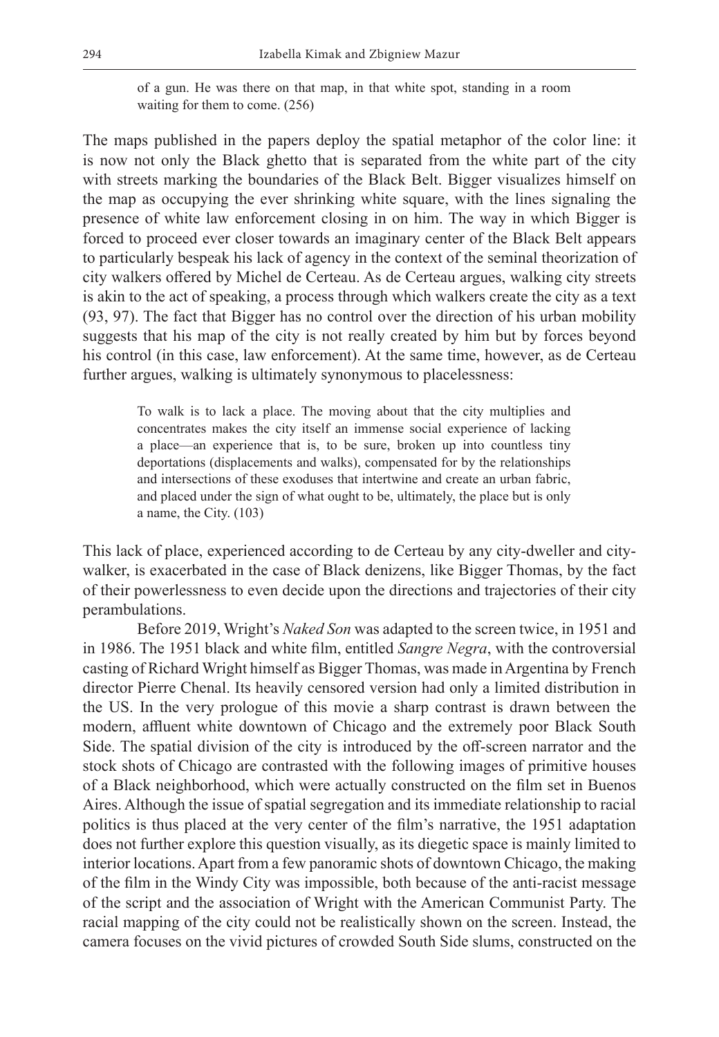> of a gun. He was there on that map, in that white spot, standing in a room waiting for them to come. (256)

The maps published in the papers deploy the spatial metaphor of the color line: it is now not only the Black ghetto that is separated from the white part of the city with streets marking the boundaries of the Black Belt. Bigger visualizes himself on the map as occupying the ever shrinking white square, with the lines signaling the presence of white law enforcement closing in on him. The way in which Bigger is forced to proceed ever closer towards an imaginary center of the Black Belt appears to particularly bespeak his lack of agency in the context of the seminal theorization of city walkers offered by Michel de Certeau. As de Certeau argues, walking city streets is akin to the act of speaking, a process through which walkers create the city as a text (93, 97). The fact that Bigger has no control over the direction of his urban mobility suggests that his map of the city is not really created by him but by forces beyond his control (in this case, law enforcement). At the same time, however, as de Certeau further argues, walking is ultimately synonymous to placelessness:

> To walk is to lack a place. The moving about that the city multiplies and concentrates makes the city itself an immense social experience of lacking a place—an experience that is, to be sure, broken up into countless tiny deportations (displacements and walks), compensated for by the relationships and intersections of these exoduses that intertwine and create an urban fabric, and placed under the sign of what ought to be, ultimately, the place but is only a name, the City. (103)

This lack of place, experienced according to de Certeau by any city-dweller and city-walker, is exacerbated in the case of Black denizens, like Bigger Thomas, by the fact of their powerlessness to even decide upon the directions and trajectories of their city perambulations.

Before 2019, Wright's *Naked Son* was adapted to the screen twice, in 1951 and in 1986. The 1951 black and white film, entitled *Sangre Negra*, with the controversial casting of Richard Wright himself as Bigger Thomas, was made in Argentina by French director Pierre Chenal. Its heavily censored version had only a limited distribution in the US. In the very prologue of this movie a sharp contrast is drawn between the modern, affluent white downtown of Chicago and the extremely poor Black South Side. The spatial division of the city is introduced by the off-screen narrator and the stock shots of Chicago are contrasted with the following images of primitive houses of a Black neighborhood, which were actually constructed on the film set in Buenos Aires. Although the issue of spatial segregation and its immediate relationship to racial politics is thus placed at the very center of the film's narrative, the 1951 adaptation does not further explore this question visually, as its diegetic space is mainly limited to interior locations. Apart from a few panoramic shots of downtown Chicago, the making of the film in the Windy City was impossible, both because of the anti-racist message of the script and the association of Wright with the American Communist Party. The racial mapping of the city could not be realistically shown on the screen. Instead, the camera focuses on the vivid pictures of crowded South Side slums, constructed on the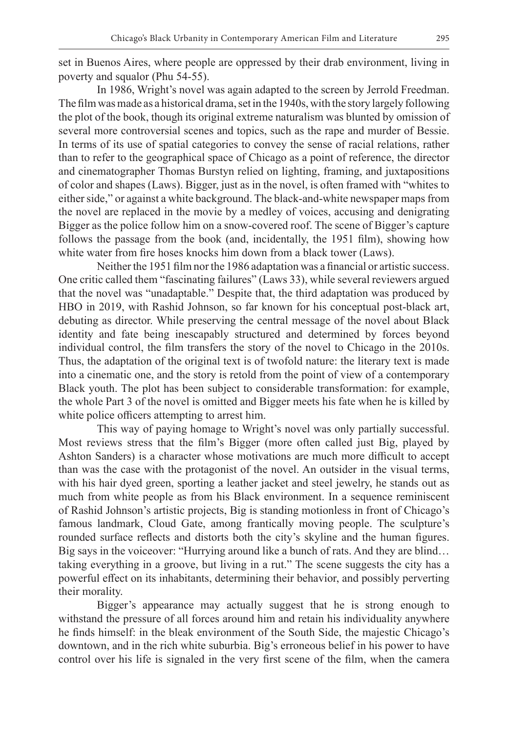set in Buenos Aires, where people are oppressed by their drab environment, living in poverty and squalor (Phu 54-55).

In 1986, Wright's novel was again adapted to the screen by Jerrold Freedman. The film was made as a historical drama, set in the 1940s, with the story largely following the plot of the book, though its original extreme naturalism was blunted by omission of several more controversial scenes and topics, such as the rape and murder of Bessie. In terms of its use of spatial categories to convey the sense of racial relations, rather than to refer to the geographical space of Chicago as a point of reference, the director and cinematographer Thomas Burstyn relied on lighting, framing, and juxtapositions of color and shapes (Laws). Bigger, just as in the novel, is often framed with "whites to either side," or against a white background. The black-and-white newspaper maps from the novel are replaced in the movie by a medley of voices, accusing and denigrating Bigger as the police follow him on a snow-covered roof. The scene of Bigger's capture follows the passage from the book (and, incidentally, the 1951 film), showing how white water from fire hoses knocks him down from a black tower (Laws).

Neither the 1951 film nor the 1986 adaptation was a financial or artistic success. One critic called them "fascinating failures" (Laws 33), while several reviewers argued that the novel was "unadaptable." Despite that, the third adaptation was produced by HBO in 2019, with Rashid Johnson, so far known for his conceptual post-black art, debuting as director. While preserving the central message of the novel about Black identity and fate being inescapably structured and determined by forces beyond individual control, the film transfers the story of the novel to Chicago in the 2010s. Thus, the adaptation of the original text is of twofold nature: the literary text is made into a cinematic one, and the story is retold from the point of view of a contemporary Black youth. The plot has been subject to considerable transformation: for example, the whole Part 3 of the novel is omitted and Bigger meets his fate when he is killed by white police officers attempting to arrest him.

This way of paying homage to Wright's novel was only partially successful. Most reviews stress that the film's Bigger (more often called just Big, played by Ashton Sanders) is a character whose motivations are much more difficult to accept than was the case with the protagonist of the novel. An outsider in the visual terms, with his hair dyed green, sporting a leather jacket and steel jewelry, he stands out as much from white people as from his Black environment. In a sequence reminiscent of Rashid Johnson's artistic projects, Big is standing motionless in front of Chicago's famous landmark, Cloud Gate, among frantically moving people. The sculpture's rounded surface reflects and distorts both the city's skyline and the human figures. Big says in the voiceover: "Hurrying around like a bunch of rats. And they are blind… taking everything in a groove, but living in a rut." The scene suggests the city has a powerful effect on its inhabitants, determining their behavior, and possibly perverting their morality.

Bigger's appearance may actually suggest that he is strong enough to withstand the pressure of all forces around him and retain his individuality anywhere he finds himself: in the bleak environment of the South Side, the majestic Chicago's downtown, and in the rich white suburbia. Big's erroneous belief in his power to have control over his life is signaled in the very first scene of the film, when the camera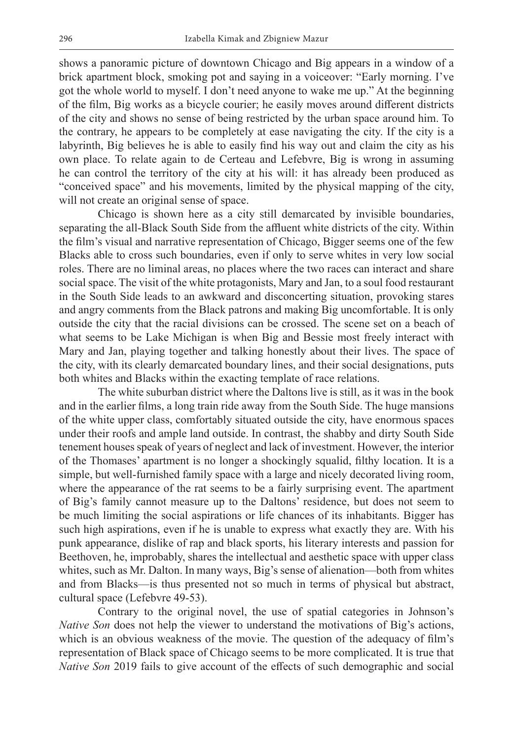shows a panoramic picture of downtown Chicago and Big appears in a window of a brick apartment block, smoking pot and saying in a voiceover: "Early morning. I've got the whole world to myself. I don't need anyone to wake me up." At the beginning of the film, Big works as a bicycle courier; he easily moves around different districts of the city and shows no sense of being restricted by the urban space around him. To the contrary, he appears to be completely at ease navigating the city. If the city is a labyrinth, Big believes he is able to easily find his way out and claim the city as his own place. To relate again to de Certeau and Lefebvre, Big is wrong in assuming he can control the territory of the city at his will: it has already been produced as "conceived space" and his movements, limited by the physical mapping of the city, will not create an original sense of space.

Chicago is shown here as a city still demarcated by invisible boundaries, separating the all-Black South Side from the affluent white districts of the city. Within the film's visual and narrative representation of Chicago, Bigger seems one of the few Blacks able to cross such boundaries, even if only to serve whites in very low social roles. There are no liminal areas, no places where the two races can interact and share social space. The visit of the white protagonists, Mary and Jan, to a soul food restaurant in the South Side leads to an awkward and disconcerting situation, provoking stares and angry comments from the Black patrons and making Big uncomfortable. It is only outside the city that the racial divisions can be crossed. The scene set on a beach of what seems to be Lake Michigan is when Big and Bessie most freely interact with Mary and Jan, playing together and talking honestly about their lives. The space of the city, with its clearly demarcated boundary lines, and their social designations, puts both whites and Blacks within the exacting template of race relations.

The white suburban district where the Daltons live is still, as it was in the book and in the earlier films, a long train ride away from the South Side. The huge mansions of the white upper class, comfortably situated outside the city, have enormous spaces under their roofs and ample land outside. In contrast, the shabby and dirty South Side tenement houses speak of years of neglect and lack of investment. However, the interior of the Thomases' apartment is no longer a shockingly squalid, filthy location. It is a simple, but well-furnished family space with a large and nicely decorated living room, where the appearance of the rat seems to be a fairly surprising event. The apartment of Big's family cannot measure up to the Daltons' residence, but does not seem to be much limiting the social aspirations or life chances of its inhabitants. Bigger has such high aspirations, even if he is unable to express what exactly they are. With his punk appearance, dislike of rap and black sports, his literary interests and passion for Beethoven, he, improbably, shares the intellectual and aesthetic space with upper class whites, such as Mr. Dalton. In many ways, Big's sense of alienation—both from whites and from Blacks—is thus presented not so much in terms of physical but abstract, cultural space (Lefebvre 49-53).

Contrary to the original novel, the use of spatial categories in Johnson's *Native Son* does not help the viewer to understand the motivations of Big's actions, which is an obvious weakness of the movie. The question of the adequacy of film's representation of Black space of Chicago seems to be more complicated. It is true that *Native Son* 2019 fails to give account of the effects of such demographic and social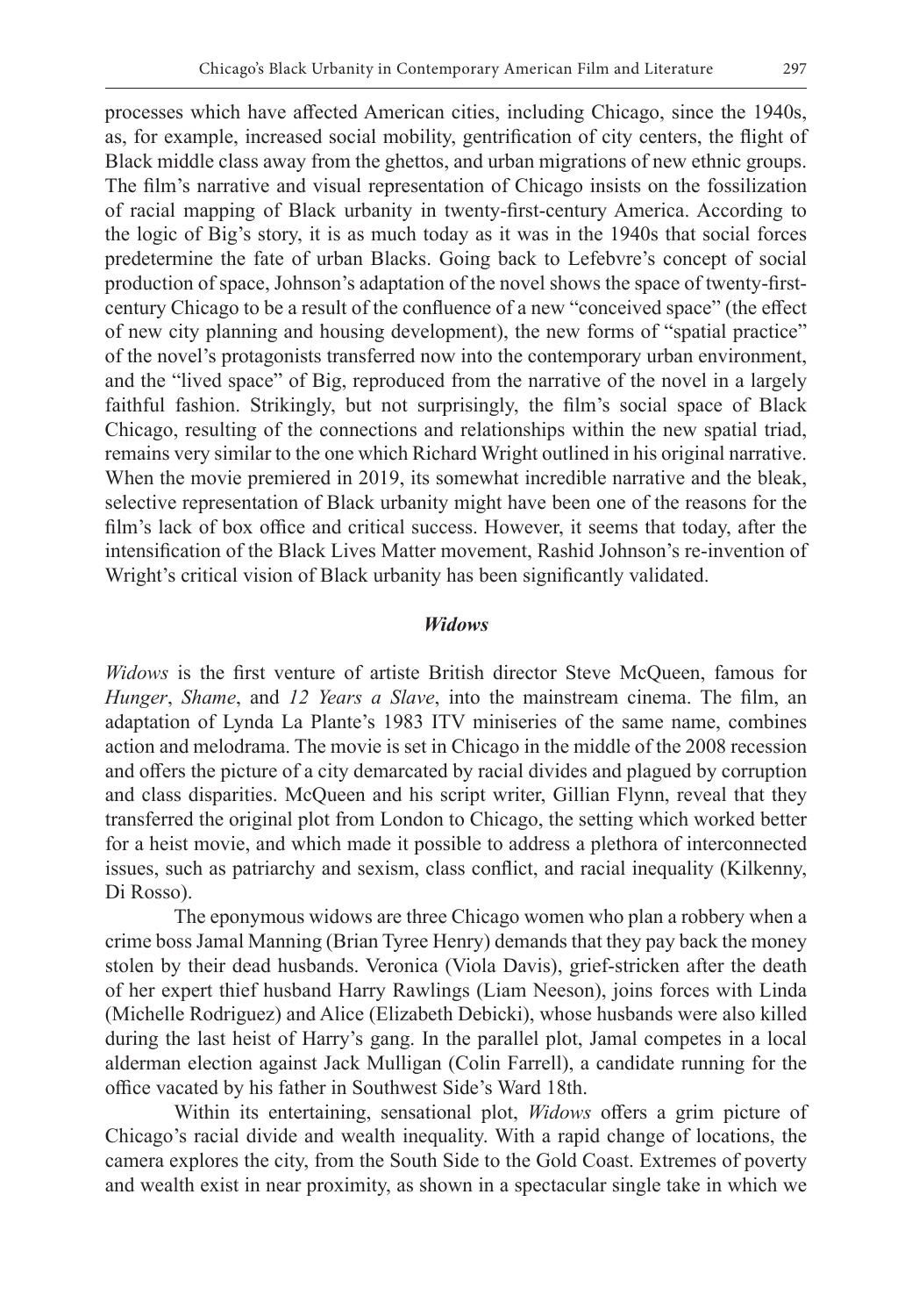processes which have affected American cities, including Chicago, since the 1940s, as, for example, increased social mobility, gentrification of city centers, the flight of Black middle class away from the ghettos, and urban migrations of new ethnic groups. The film's narrative and visual representation of Chicago insists on the fossilization of racial mapping of Black urbanity in twenty-first-century America. According to the logic of Big's story, it is as much today as it was in the 1940s that social forces predetermine the fate of urban Blacks. Going back to Lefebvre's concept of social production of space, Johnson's adaptation of the novel shows the space of twenty-first-century Chicago to be a result of the confluence of a new "conceived space" (the effect of new city planning and housing development), the new forms of "spatial practice" of the novel's protagonists transferred now into the contemporary urban environment, and the "lived space" of Big, reproduced from the narrative of the novel in a largely faithful fashion. Strikingly, but not surprisingly, the film's social space of Black Chicago, resulting of the connections and relationships within the new spatial triad, remains very similar to the one which Richard Wright outlined in his original narrative. When the movie premiered in 2019, its somewhat incredible narrative and the bleak, selective representation of Black urbanity might have been one of the reasons for the film's lack of box office and critical success. However, it seems that today, after the intensification of the Black Lives Matter movement, Rashid Johnson's re-invention of Wright's critical vision of Black urbanity has been significantly validated.

### *Widows*

*Widows* is the first venture of artiste British director Steve McQueen, famous for *Hunger*, *Shame*, and *12 Years a Slave*, into the mainstream cinema. The film, an adaptation of Lynda La Plante's 1983 ITV miniseries of the same name, combines action and melodrama. The movie is set in Chicago in the middle of the 2008 recession and offers the picture of a city demarcated by racial divides and plagued by corruption and class disparities. McQueen and his script writer, Gillian Flynn, reveal that they transferred the original plot from London to Chicago, the setting which worked better for a heist movie, and which made it possible to address a plethora of interconnected issues, such as patriarchy and sexism, class conflict, and racial inequality (Kilkenny, Di Rosso).

The eponymous widows are three Chicago women who plan a robbery when a crime boss Jamal Manning (Brian Tyree Henry) demands that they pay back the money stolen by their dead husbands. Veronica (Viola Davis), grief-stricken after the death of her expert thief husband Harry Rawlings (Liam Neeson), joins forces with Linda (Michelle Rodriguez) and Alice (Elizabeth Debicki), whose husbands were also killed during the last heist of Harry's gang. In the parallel plot, Jamal competes in a local alderman election against Jack Mulligan (Colin Farrell), a candidate running for the office vacated by his father in Southwest Side's Ward 18th.

Within its entertaining, sensational plot, *Widows* offers a grim picture of Chicago's racial divide and wealth inequality. With a rapid change of locations, the camera explores the city, from the South Side to the Gold Coast. Extremes of poverty and wealth exist in near proximity, as shown in a spectacular single take in which we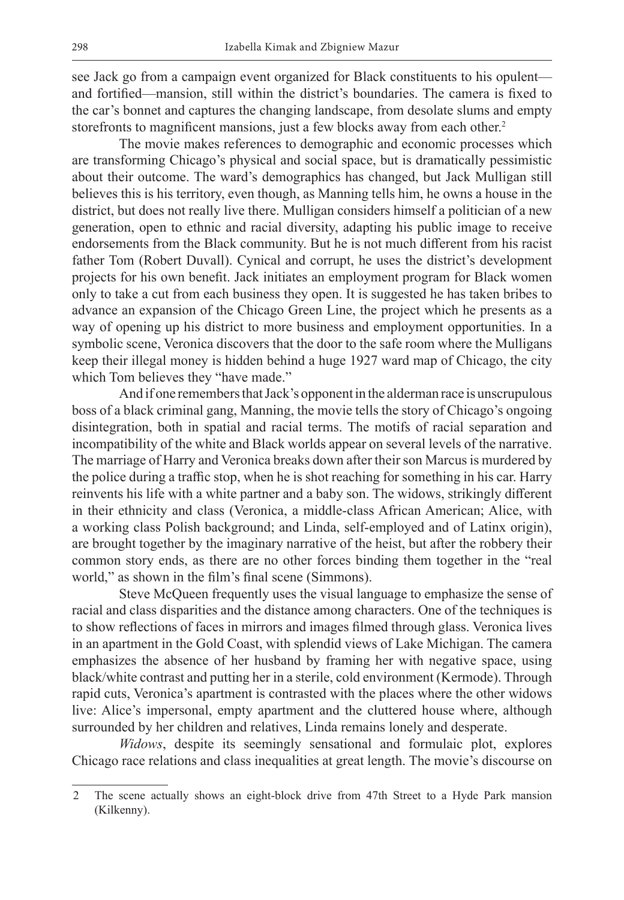see Jack go from a campaign event organized for Black constituents to his opulent—and fortified—mansion, still within the district's boundaries. The camera is fixed to the car's bonnet and captures the changing landscape, from desolate slums and empty storefronts to magnificent mansions, just a few blocks away from each other.[2]

The movie makes references to demographic and economic processes which are transforming Chicago's physical and social space, but is dramatically pessimistic about their outcome. The ward's demographics has changed, but Jack Mulligan still believes this is his territory, even though, as Manning tells him, he owns a house in the district, but does not really live there. Mulligan considers himself a politician of a new generation, open to ethnic and racial diversity, adapting his public image to receive endorsements from the Black community. But he is not much different from his racist father Tom (Robert Duvall). Cynical and corrupt, he uses the district's development projects for his own benefit. Jack initiates an employment program for Black women only to take a cut from each business they open. It is suggested he has taken bribes to advance an expansion of the Chicago Green Line, the project which he presents as a way of opening up his district to more business and employment opportunities. In a symbolic scene, Veronica discovers that the door to the safe room where the Mulligans keep their illegal money is hidden behind a huge 1927 ward map of Chicago, the city which Tom believes they "have made."

And if one remembers that Jack's opponent in the alderman race is unscrupulous boss of a black criminal gang, Manning, the movie tells the story of Chicago's ongoing disintegration, both in spatial and racial terms. The motifs of racial separation and incompatibility of the white and Black worlds appear on several levels of the narrative. The marriage of Harry and Veronica breaks down after their son Marcus is murdered by the police during a traffic stop, when he is shot reaching for something in his car. Harry reinvents his life with a white partner and a baby son. The widows, strikingly different in their ethnicity and class (Veronica, a middle-class African American; Alice, with a working class Polish background; and Linda, self-employed and of Latinx origin), are brought together by the imaginary narrative of the heist, but after the robbery their common story ends, as there are no other forces binding them together in the "real world," as shown in the film's final scene (Simmons).

Steve McQueen frequently uses the visual language to emphasize the sense of racial and class disparities and the distance among characters. One of the techniques is to show reflections of faces in mirrors and images filmed through glass. Veronica lives in an apartment in the Gold Coast, with splendid views of Lake Michigan. The camera emphasizes the absence of her husband by framing her with negative space, using black/white contrast and putting her in a sterile, cold environment (Kermode). Through rapid cuts, Veronica's apartment is contrasted with the places where the other widows live: Alice's impersonal, empty apartment and the cluttered house where, although surrounded by her children and relatives, Linda remains lonely and desperate.

*Widows*, despite its seemingly sensational and formulaic plot, explores Chicago race relations and class inequalities at great length. The movie's discourse on

---

2 The scene actually shows an eight-block drive from 47th Street to a Hyde Park mansion (Kilkenny).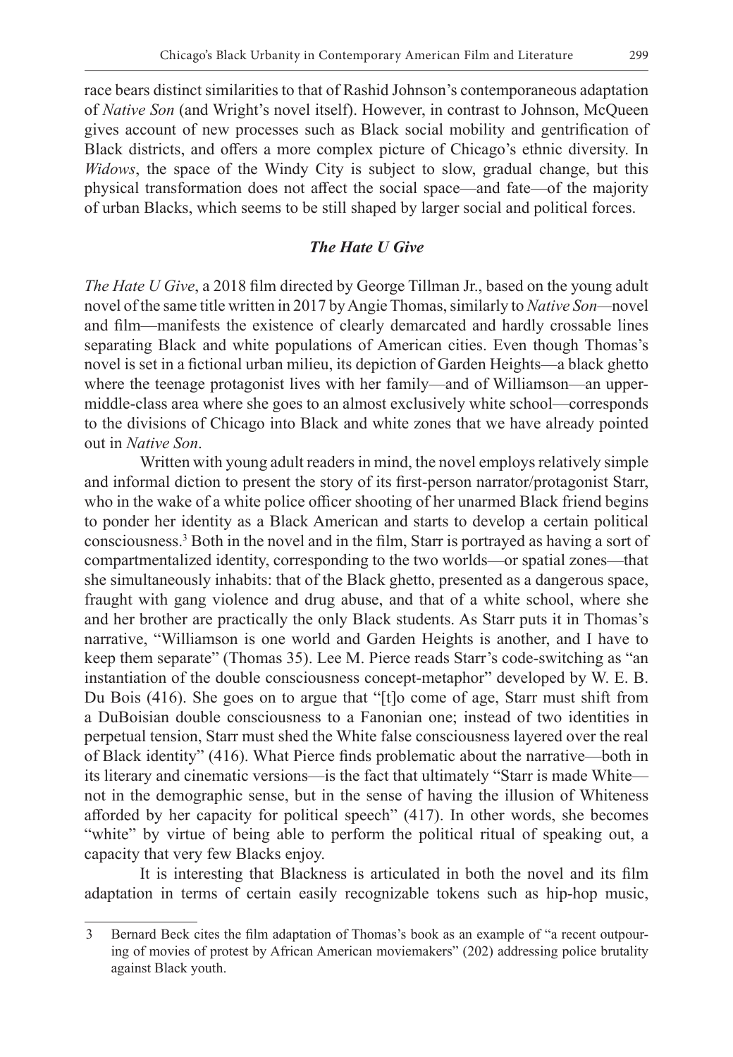race bears distinct similarities to that of Rashid Johnson's contemporaneous adaptation of *Native Son* (and Wright's novel itself). However, in contrast to Johnson, McQueen gives account of new processes such as Black social mobility and gentrification of Black districts, and offers a more complex picture of Chicago's ethnic diversity. In *Widows*, the space of the Windy City is subject to slow, gradual change, but this physical transformation does not affect the social space—and fate—of the majority of urban Blacks, which seems to be still shaped by larger social and political forces.

### *The Hate U Give*

*The Hate U Give*, a 2018 film directed by George Tillman Jr., based on the young adult novel of the same title written in 2017 by Angie Thomas, similarly to *Native Son*—novel and film—manifests the existence of clearly demarcated and hardly crossable lines separating Black and white populations of American cities. Even though Thomas's novel is set in a fictional urban milieu, its depiction of Garden Heights—a black ghetto where the teenage protagonist lives with her family—and of Williamson—an upper-middle-class area where she goes to an almost exclusively white school—corresponds to the divisions of Chicago into Black and white zones that we have already pointed out in *Native Son*.

Written with young adult readers in mind, the novel employs relatively simple and informal diction to present the story of its first-person narrator/protagonist Starr, who in the wake of a white police officer shooting of her unarmed Black friend begins to ponder her identity as a Black American and starts to develop a certain political consciousness.[3] Both in the novel and in the film, Starr is portrayed as having a sort of compartmentalized identity, corresponding to the two worlds—or spatial zones—that she simultaneously inhabits: that of the Black ghetto, presented as a dangerous space, fraught with gang violence and drug abuse, and that of a white school, where she and her brother are practically the only Black students. As Starr puts it in Thomas's narrative, "Williamson is one world and Garden Heights is another, and I have to keep them separate" (Thomas 35). Lee M. Pierce reads Starr's code-switching as "an instantiation of the double consciousness concept-metaphor" developed by W. E. B. Du Bois (416). She goes on to argue that "[t]o come of age, Starr must shift from a DuBoisian double consciousness to a Fanonian one; instead of two identities in perpetual tension, Starr must shed the White false consciousness layered over the real of Black identity" (416). What Pierce finds problematic about the narrative—both in its literary and cinematic versions—is the fact that ultimately "Starr is made White—not in the demographic sense, but in the sense of having the illusion of Whiteness afforded by her capacity for political speech" (417). In other words, she becomes "white" by virtue of being able to perform the political ritual of speaking out, a capacity that very few Blacks enjoy.

It is interesting that Blackness is articulated in both the novel and its film adaptation in terms of certain easily recognizable tokens such as hip-hop music,

---

3 Bernard Beck cites the film adaptation of Thomas's book as an example of "a recent outpouring of movies of protest by African American moviemakers" (202) addressing police brutality against Black youth.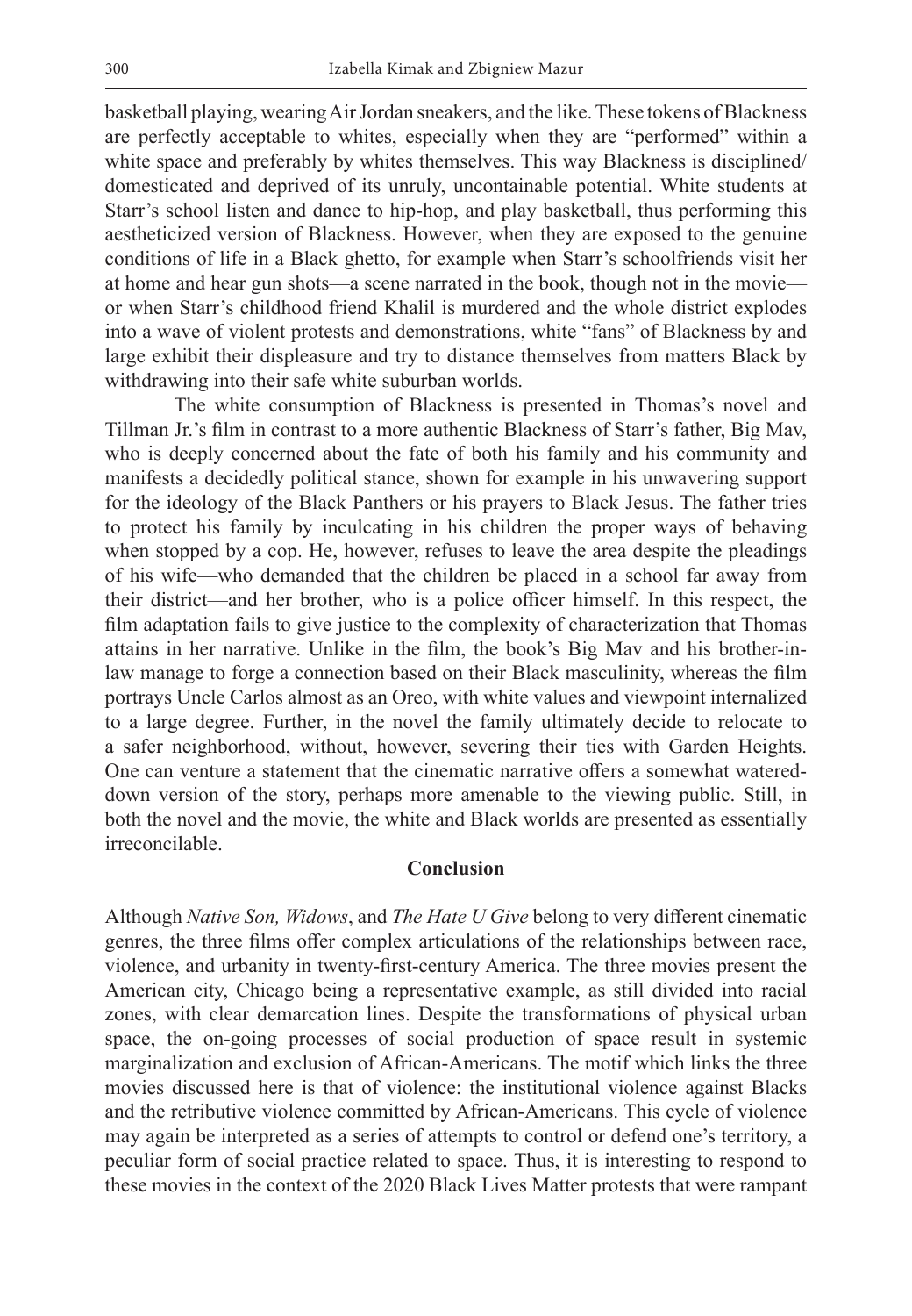basketball playing, wearing Air Jordan sneakers, and the like. These tokens of Blackness are perfectly acceptable to whites, especially when they are "performed" within a white space and preferably by whites themselves. This way Blackness is disciplined/domesticated and deprived of its unruly, uncontainable potential. White students at Starr's school listen and dance to hip-hop, and play basketball, thus performing this aestheticized version of Blackness. However, when they are exposed to the genuine conditions of life in a Black ghetto, for example when Starr's schoolfriends visit her at home and hear gun shots—a scene narrated in the book, though not in the movie—or when Starr's childhood friend Khalil is murdered and the whole district explodes into a wave of violent protests and demonstrations, white "fans" of Blackness by and large exhibit their displeasure and try to distance themselves from matters Black by withdrawing into their safe white suburban worlds.

The white consumption of Blackness is presented in Thomas's novel and Tillman Jr.'s film in contrast to a more authentic Blackness of Starr's father, Big Mav, who is deeply concerned about the fate of both his family and his community and manifests a decidedly political stance, shown for example in his unwavering support for the ideology of the Black Panthers or his prayers to Black Jesus. The father tries to protect his family by inculcating in his children the proper ways of behaving when stopped by a cop. He, however, refuses to leave the area despite the pleadings of his wife—who demanded that the children be placed in a school far away from their district—and her brother, who is a police officer himself. In this respect, the film adaptation fails to give justice to the complexity of characterization that Thomas attains in her narrative. Unlike in the film, the book's Big Mav and his brother-in-law manage to forge a connection based on their Black masculinity, whereas the film portrays Uncle Carlos almost as an Oreo, with white values and viewpoint internalized to a large degree. Further, in the novel the family ultimately decide to relocate to a safer neighborhood, without, however, severing their ties with Garden Heights. One can venture a statement that the cinematic narrative offers a somewhat watered-down version of the story, perhaps more amenable to the viewing public. Still, in both the novel and the movie, the white and Black worlds are presented as essentially irreconcilable.

## Conclusion

Although *Native Son, Widows*, and *The Hate U Give* belong to very different cinematic genres, the three films offer complex articulations of the relationships between race, violence, and urbanity in twenty-first-century America. The three movies present the American city, Chicago being a representative example, as still divided into racial zones, with clear demarcation lines. Despite the transformations of physical urban space, the on-going processes of social production of space result in systemic marginalization and exclusion of African-Americans. The motif which links the three movies discussed here is that of violence: the institutional violence against Blacks and the retributive violence committed by African-Americans. This cycle of violence may again be interpreted as a series of attempts to control or defend one's territory, a peculiar form of social practice related to space. Thus, it is interesting to respond to these movies in the context of the 2020 Black Lives Matter protests that were rampant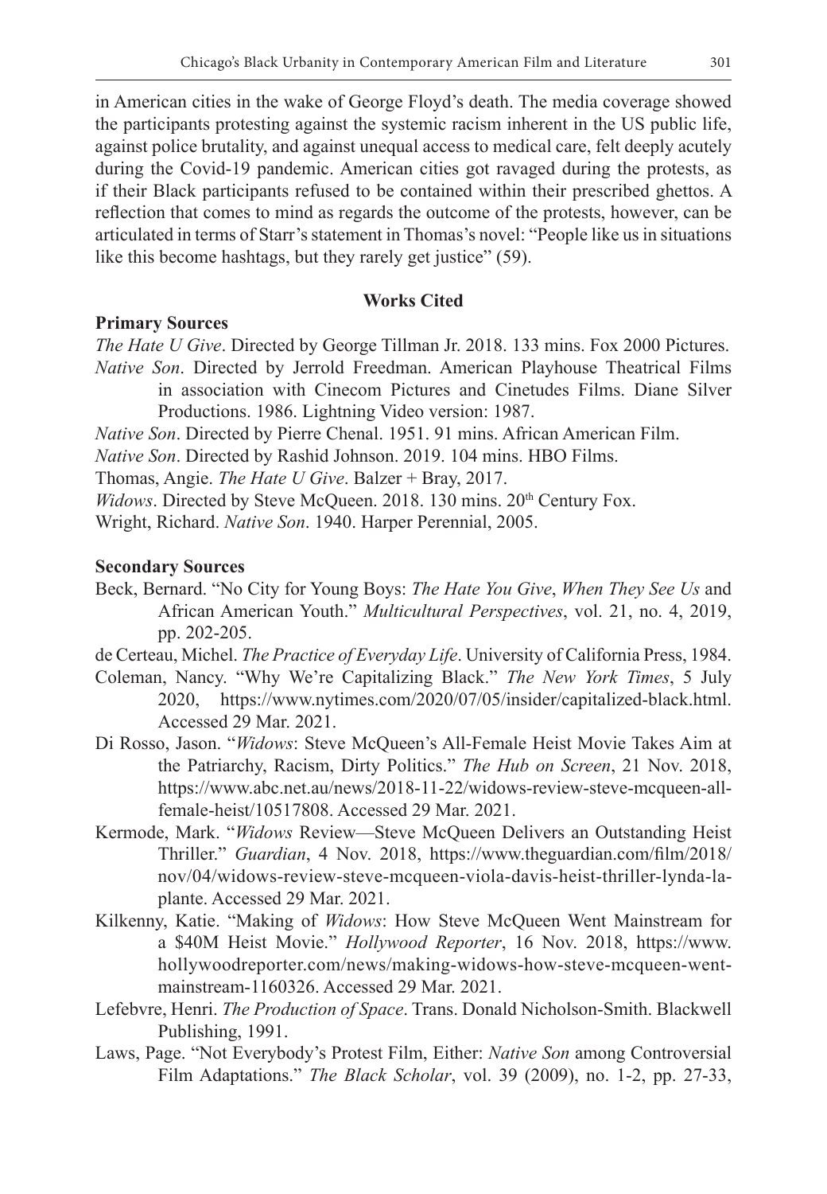in American cities in the wake of George Floyd's death. The media coverage showed the participants protesting against the systemic racism inherent in the US public life, against police brutality, and against unequal access to medical care, felt deeply acutely during the Covid-19 pandemic. American cities got ravaged during the protests, as if their Black participants refused to be contained within their prescribed ghettos. A reflection that comes to mind as regards the outcome of the protests, however, can be articulated in terms of Starr's statement in Thomas's novel: "People like us in situations like this become hashtags, but they rarely get justice" (59).

## Works Cited

### Primary Sources

*The Hate U Give*. Directed by George Tillman Jr. 2018. 133 mins. Fox 2000 Pictures.

*Native Son*. Directed by Jerrold Freedman. American Playhouse Theatrical Films in association with Cinecom Pictures and Cinetudes Films. Diane Silver Productions. 1986. Lightning Video version: 1987.

*Native Son*. Directed by Pierre Chenal. 1951. 91 mins. African American Film.

*Native Son*. Directed by Rashid Johnson. 2019. 104 mins. HBO Films.

Thomas, Angie. *The Hate U Give*. Balzer + Bray, 2017.

*Widows*. Directed by Steve McQueen. 2018. 130 mins. 20th Century Fox.

Wright, Richard. *Native Son*. 1940. Harper Perennial, 2005.

### Secondary Sources

Beck, Bernard. "No City for Young Boys: *The Hate You Give*, *When They See Us* and African American Youth." *Multicultural Perspectives*, vol. 21, no. 4, 2019, pp. 202-205.

de Certeau, Michel. *The Practice of Everyday Life*. University of California Press, 1984.

Coleman, Nancy. "Why We're Capitalizing Black." *The New York Times*, 5 July 2020, https://www.nytimes.com/2020/07/05/insider/capitalized-black.html. Accessed 29 Mar. 2021.

Di Rosso, Jason. "*Widows*: Steve McQueen's All-Female Heist Movie Takes Aim at the Patriarchy, Racism, Dirty Politics." *The Hub on Screen*, 21 Nov. 2018, https://www.abc.net.au/news/2018-11-22/widows-review-steve-mcqueen-all-female-heist/10517808. Accessed 29 Mar. 2021.

Kermode, Mark. "*Widows* Review—Steve McQueen Delivers an Outstanding Heist Thriller." *Guardian*, 4 Nov. 2018, https://www.theguardian.com/film/2018/nov/04/widows-review-steve-mcqueen-viola-davis-heist-thriller-lynda-la-plante. Accessed 29 Mar. 2021.

Kilkenny, Katie. "Making of *Widows*: How Steve McQueen Went Mainstream for a $40M Heist Movie." *Hollywood Reporter*, 16 Nov. 2018, https://www.hollywoodreporter.com/news/making-widows-how-steve-mcqueen-went-mainstream-1160326. Accessed 29 Mar. 2021.

Lefebvre, Henri. *The Production of Space*. Trans. Donald Nicholson-Smith. Blackwell Publishing, 1991.

Laws, Page. "Not Everybody's Protest Film, Either: *Native Son* among Controversial Film Adaptations." *The Black Scholar*, vol. 39 (2009), no. 1-2, pp. 27-33,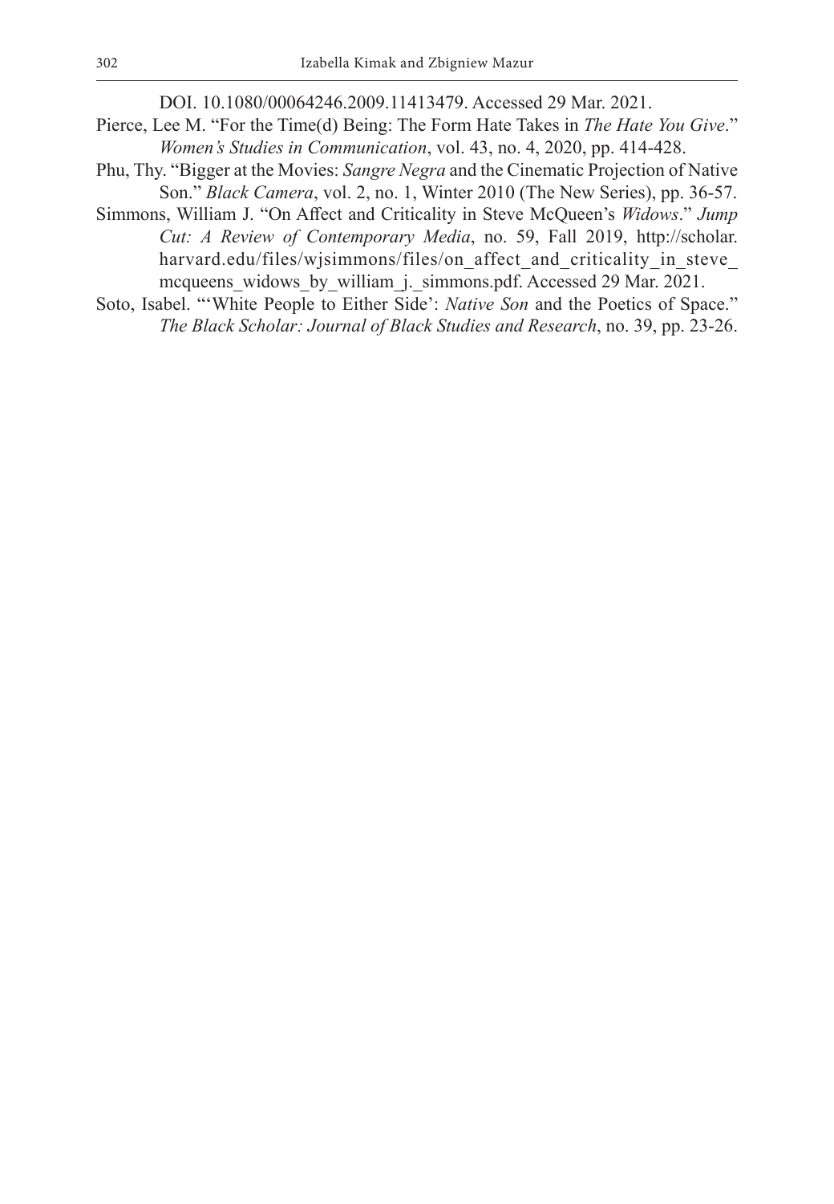DOI. 10.1080/00064246.2009.11413479. Accessed 29 Mar. 2021.

Pierce, Lee M. "For the Time(d) Being: The Form Hate Takes in *The Hate You Give*." *Women's Studies in Communication*, vol. 43, no. 4, 2020, pp. 414-428.

Phu, Thy. "Bigger at the Movies: *Sangre Negra* and the Cinematic Projection of Native Son." *Black Camera*, vol. 2, no. 1, Winter 2010 (The New Series), pp. 36-57.

Simmons, William J. "On Affect and Criticality in Steve McQueen's *Widows*." *Jump Cut: A Review of Contemporary Media*, no. 59, Fall 2019, http://scholar.harvard.edu/files/wjsimmons/files/on_affect_and_criticality_in_steve_mcqueens_widows_by_william_j._simmons.pdf. Accessed 29 Mar. 2021.

Soto, Isabel. "'White People to Either Side': *Native Son* and the Poetics of Space." *The Black Scholar: Journal of Black Studies and Research*, no. 39, pp. 23-26.